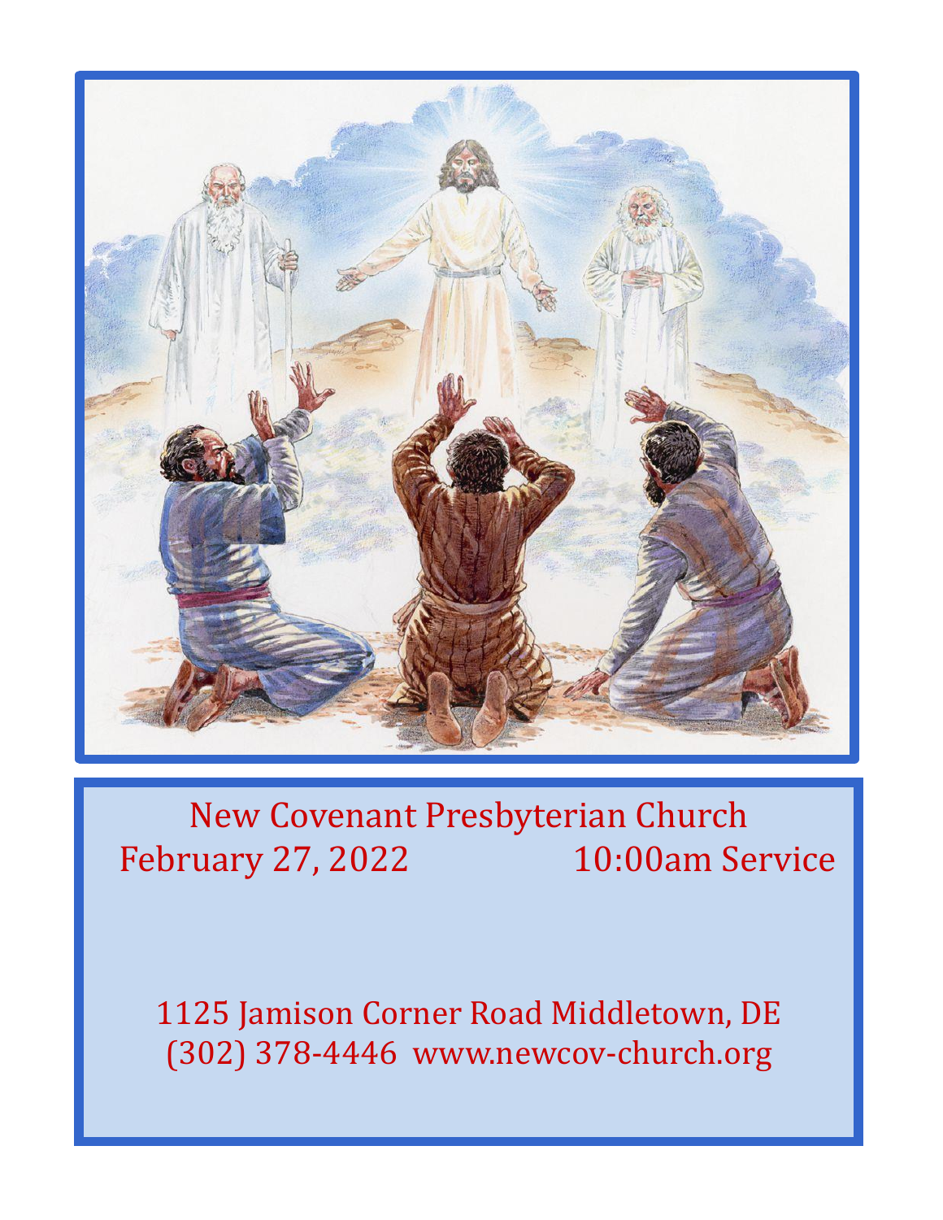New Covenant Presbyterian Church

February 27, 2022 10:00am Service

1125 Jamison Corner Road Middletown, DE

(302) 378-4446 www.newcov-church.org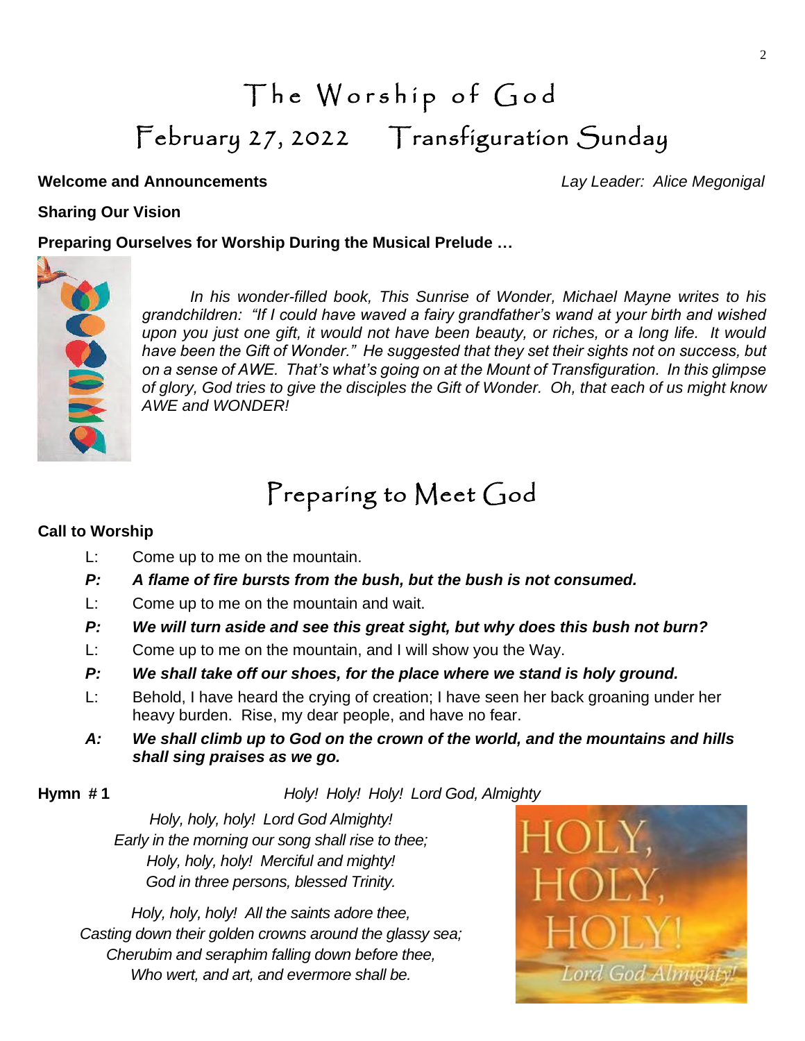# The Worship of God

## February 27, 2022 Transfiguration Sunday

**Welcome and Announcements** *Lay Leader: Alice Megonigal*

**Sharing Our Vision**

**Preparing Ourselves for Worship During the Musical Prelude …**

*In his wonder-filled book, This Sunrise of Wonder, Michael Mayne writes to his grandchildren: "If I could have waved a fairy grandfather's wand at your birth and wished upon you just one gift, it would not have been beauty, or riches, or a long life. It would have been the Gift of Wonder." He suggested that they set their sights not on success, but on a sense of AWE. That's what's going on at the Mount of Transfiguration. In this glimpse of glory, God tries to give the disciples the Gift of Wonder. Oh, that each of us might know AWE and WONDER!*

# Preparing to Meet God

**Call to Worship**

L: Come up to me on the mountain.

***P: A flame of fire bursts from the bush, but the bush is not consumed.***

L: Come up to me on the mountain and wait.

***P: We will turn aside and see this great sight, but why does this bush not burn?***

L: Come up to me on the mountain, and I will show you the Way.

***P: We shall take off our shoes, for the place where we stand is holy ground.***

L: Behold, I have heard the crying of creation; I have seen her back groaning under her heavy burden. Rise, my dear people, and have no fear.

***A: We shall climb up to God on the crown of the world, and the mountains and hills shall sing praises as we go.***

**Hymn # 1** *Holy! Holy! Holy! Lord God, Almighty*

*Holy, holy, holy! Lord God Almighty!*
*Early in the morning our song shall rise to thee;*
*Holy, holy, holy! Merciful and mighty!*
*God in three persons, blessed Trinity.*

*Holy, holy, holy! All the saints adore thee,*
*Casting down their golden crowns around the glassy sea;*
*Cherubim and seraphim falling down before thee,*
*Who wert, and art, and evermore shall be.*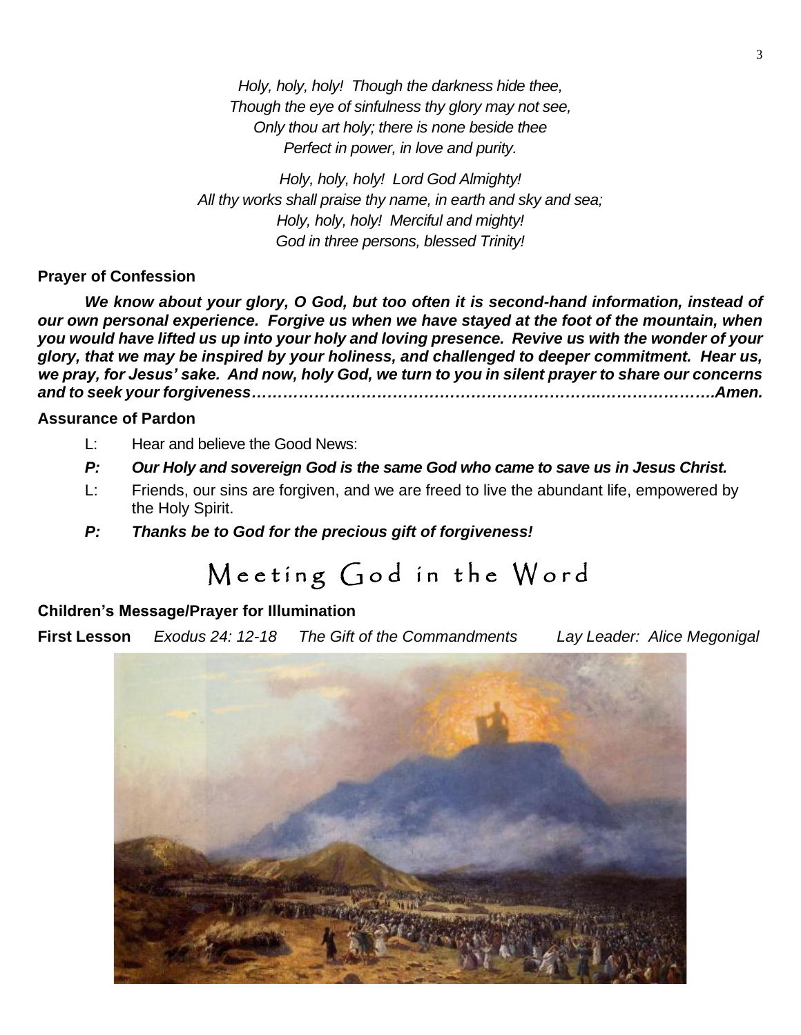*Holy, holy, holy! Though the darkness hide thee,*
*Though the eye of sinfulness thy glory may not see,*
*Only thou art holy; there is none beside thee*
*Perfect in power, in love and purity.*

*Holy, holy, holy! Lord God Almighty!*
*All thy works shall praise thy name, in earth and sky and sea;*
*Holy, holy, holy! Merciful and mighty!*
*God in three persons, blessed Trinity!*

**Prayer of Confession**

***We know about your glory, O God, but too often it is second-hand information, instead of our own personal experience. Forgive us when we have stayed at the foot of the mountain, when you would have lifted us up into your holy and loving presence. Revive us with the wonder of your glory, that we may be inspired by your holiness, and challenged to deeper commitment. Hear us, we pray, for Jesus' sake. And now, holy God, we turn to you in silent prayer to share our concerns and to seek your forgiveness…………………………………………………………………………….Amen.***

**Assurance of Pardon**

L: Hear and believe the Good News:

***P: Our Holy and sovereign God is the same God who came to save us in Jesus Christ.***

L: Friends, our sins are forgiven, and we are freed to live the abundant life, empowered by the Holy Spirit.

***P: Thanks be to God for the precious gift of forgiveness!***

# Meeting God in the Word

**Children's Message/Prayer for Illumination**

**First Lesson** *Exodus 24: 12-18 The Gift of the Commandments Lay Leader: Alice Megonigal*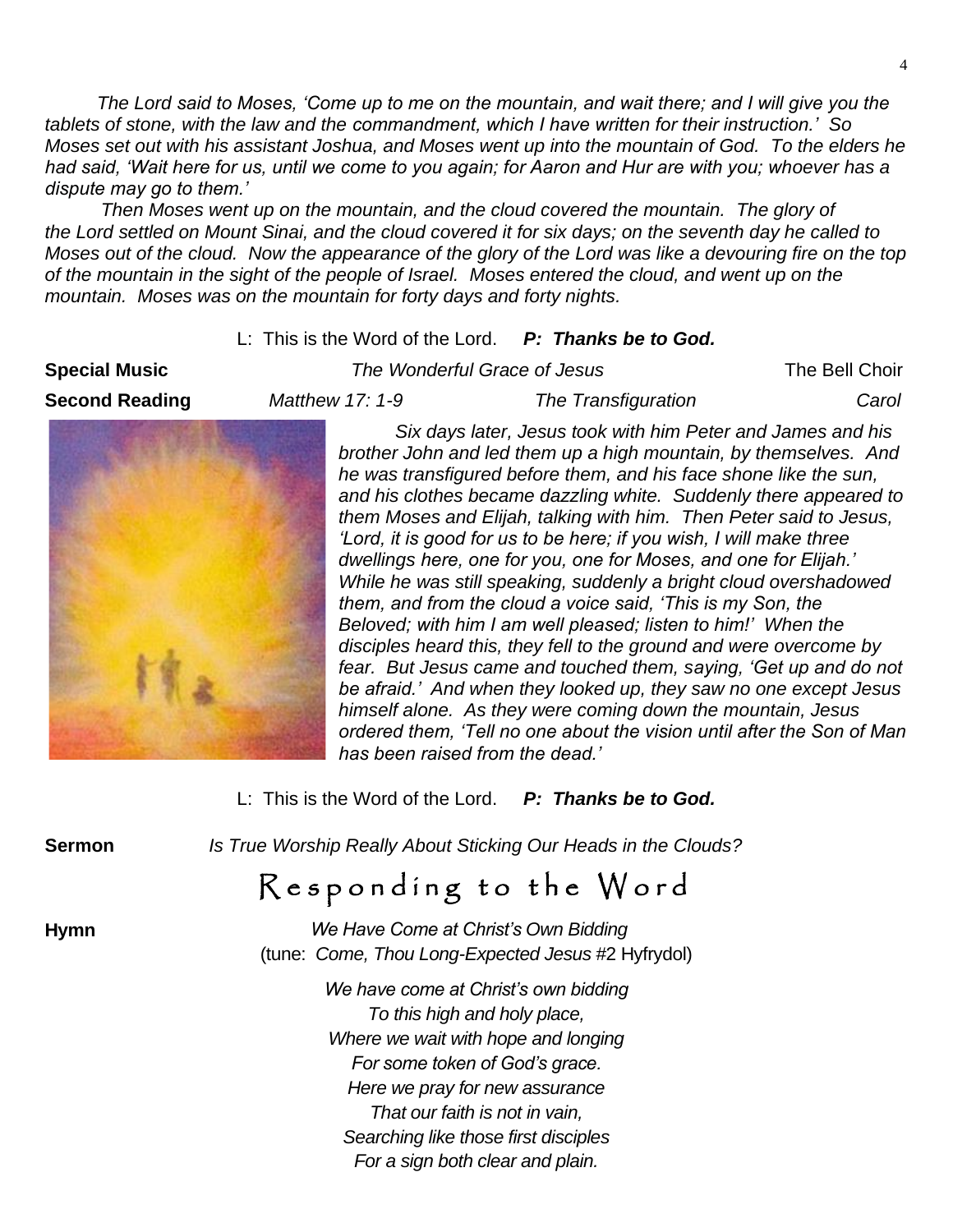*The Lord said to Moses, 'Come up to me on the mountain, and wait there; and I will give you the tablets of stone, with the law and the commandment, which I have written for their instruction.' So Moses set out with his assistant Joshua, and Moses went up into the mountain of God. To the elders he had said, 'Wait here for us, until we come to you again; for Aaron and Hur are with you; whoever has a dispute may go to them.'*

*Then Moses went up on the mountain, and the cloud covered the mountain. The glory of the Lord settled on Mount Sinai, and the cloud covered it for six days; on the seventh day he called to Moses out of the cloud. Now the appearance of the glory of the Lord was like a devouring fire on the top of the mountain in the sight of the people of Israel. Moses entered the cloud, and went up on the mountain. Moses was on the mountain for forty days and forty nights.*

L: This is the Word of the Lord. ***P: Thanks be to God.***

**Special Music** *The Wonderful Grace of Jesus* The Bell Choir

**Second Reading** *Matthew 17: 1-9* *The Transfiguration* *Carol*

*Six days later, Jesus took with him Peter and James and his brother John and led them up a high mountain, by themselves. And he was transfigured before them, and his face shone like the sun, and his clothes became dazzling white. Suddenly there appeared to them Moses and Elijah, talking with him. Then Peter said to Jesus, 'Lord, it is good for us to be here; if you wish, I will make three dwellings here, one for you, one for Moses, and one for Elijah.' While he was still speaking, suddenly a bright cloud overshadowed them, and from the cloud a voice said, 'This is my Son, the Beloved; with him I am well pleased; listen to him!' When the disciples heard this, they fell to the ground and were overcome by fear. But Jesus came and touched them, saying, 'Get up and do not be afraid.' And when they looked up, they saw no one except Jesus himself alone. As they were coming down the mountain, Jesus ordered them, 'Tell no one about the vision until after the Son of Man has been raised from the dead.'*

L: This is the Word of the Lord. ***P: Thanks be to God.***

**Sermon** *Is True Worship Really About Sticking Our Heads in the Clouds?*

# Responding to the Word

**Hymn** *We Have Come at Christ's Own Bidding*
(tune: *Come, Thou Long-Expected Jesus* #2 Hyfrydol)

*We have come at Christ's own bidding*
*To this high and holy place,*
*Where we wait with hope and longing*
*For some token of God's grace.*
*Here we pray for new assurance*
*That our faith is not in vain,*
*Searching like those first disciples*
*For a sign both clear and plain.*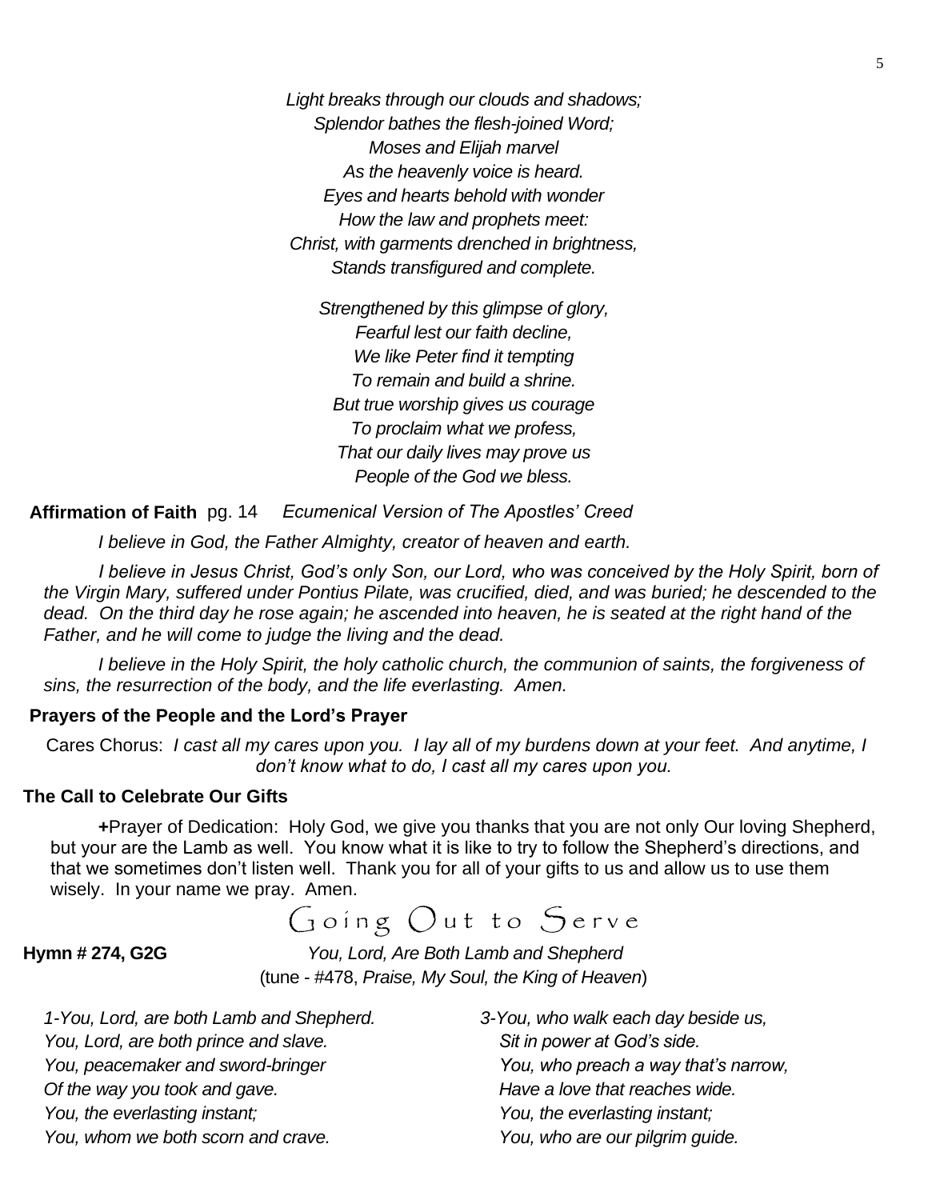*Light breaks through our clouds and shadows;*
*Splendor bathes the flesh-joined Word;*
*Moses and Elijah marvel*
*As the heavenly voice is heard.*
*Eyes and hearts behold with wonder*
*How the law and prophets meet:*
*Christ, with garments drenched in brightness,*
*Stands transfigured and complete.*

*Strengthened by this glimpse of glory,*
*Fearful lest our faith decline,*
*We like Peter find it tempting*
*To remain and build a shrine.*
*But true worship gives us courage*
*To proclaim what we profess,*
*That our daily lives may prove us*
*People of the God we bless.*

**Affirmation of Faith** pg. 14 *Ecumenical Version of The Apostles' Creed*

*I believe in God, the Father Almighty, creator of heaven and earth.*

*I believe in Jesus Christ, God's only Son, our Lord, who was conceived by the Holy Spirit, born of the Virgin Mary, suffered under Pontius Pilate, was crucified, died, and was buried; he descended to the dead. On the third day he rose again; he ascended into heaven, he is seated at the right hand of the Father, and he will come to judge the living and the dead.*

*I believe in the Holy Spirit, the holy catholic church, the communion of saints, the forgiveness of sins, the resurrection of the body, and the life everlasting. Amen.*

**Prayers of the People and the Lord's Prayer**

Cares Chorus: *I cast all my cares upon you. I lay all of my burdens down at your feet. And anytime, I don't know what to do, I cast all my cares upon you.*

**The Call to Celebrate Our Gifts**

**+**Prayer of Dedication: Holy God, we give you thanks that you are not only Our loving Shepherd, but your are the Lamb as well. You know what it is like to try to follow the Shepherd's directions, and that we sometimes don't listen well. Thank you for all of your gifts to us and allow us to use them wisely. In your name we pray. Amen.

## Going Out to Serve

**Hymn # 274, G2G** *You, Lord, Are Both Lamb and Shepherd*
(tune - #478, *Praise, My Soul, the King of Heaven*)

*1-You, Lord, are both Lamb and Shepherd.*
*You, Lord, are both prince and slave.*
*You, peacemaker and sword-bringer*
*Of the way you took and gave.*
*You, the everlasting instant;*
*You, whom we both scorn and crave.*

*3-You, who walk each day beside us,*
*Sit in power at God's side.*
*You, who preach a way that's narrow,*
*Have a love that reaches wide.*
*You, the everlasting instant;*
*You, who are our pilgrim guide.*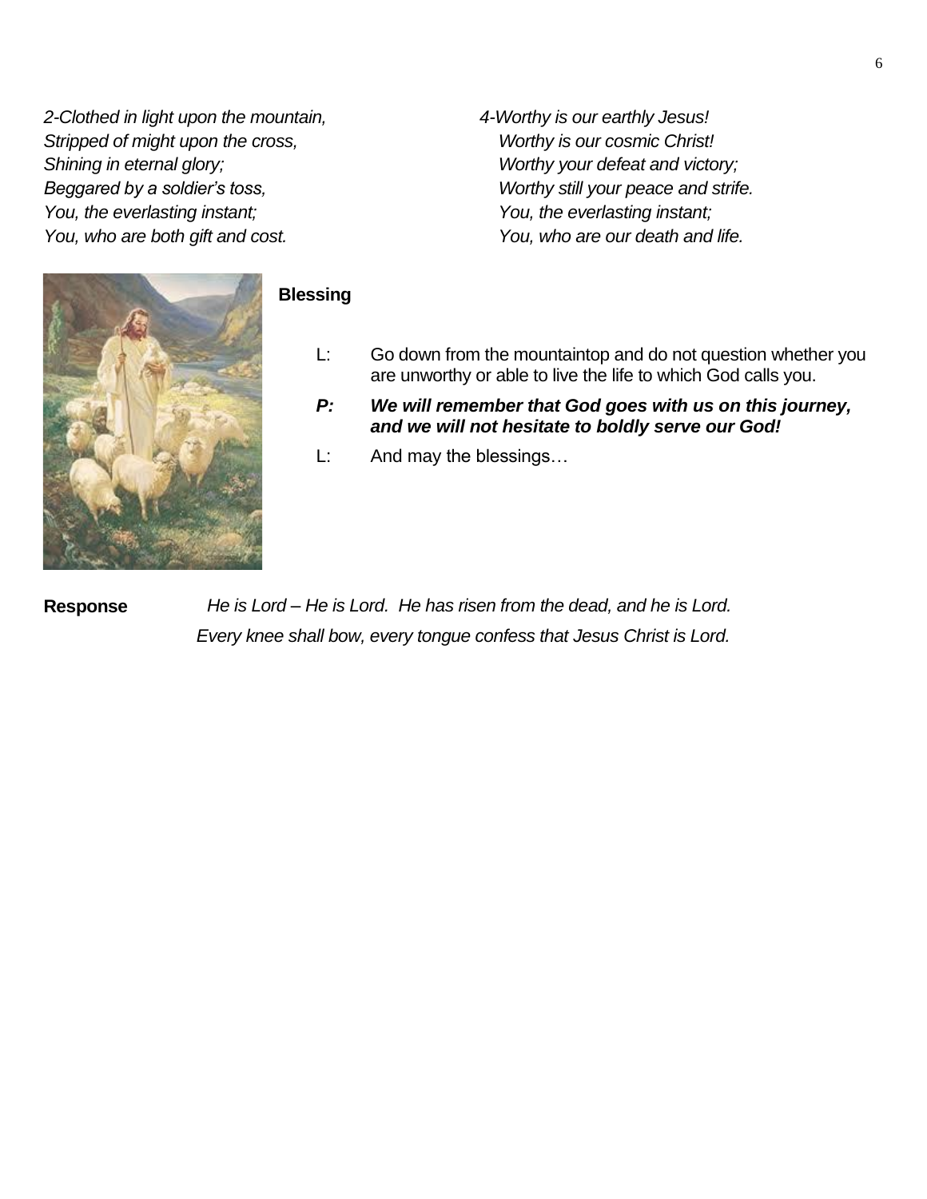*2-Clothed in light upon the mountain,*
*Stripped of might upon the cross,*
*Shining in eternal glory;*
*Beggared by a soldier's toss,*
*You, the everlasting instant;*
*You, who are both gift and cost.*

*4-Worthy is our earthly Jesus!*
*Worthy is our cosmic Christ!*
*Worthy your defeat and victory;*
*Worthy still your peace and strife.*
*You, the everlasting instant;*
*You, who are our death and life.*

**Blessing**

L: Go down from the mountaintop and do not question whether you are unworthy or able to live the life to which God calls you.

***P: We will remember that God goes with us on this journey, and we will not hesitate to boldly serve our God!***

L: And may the blessings…

**Response** *He is Lord – He is Lord. He has risen from the dead, and he is Lord.*
*Every knee shall bow, every tongue confess that Jesus Christ is Lord.*